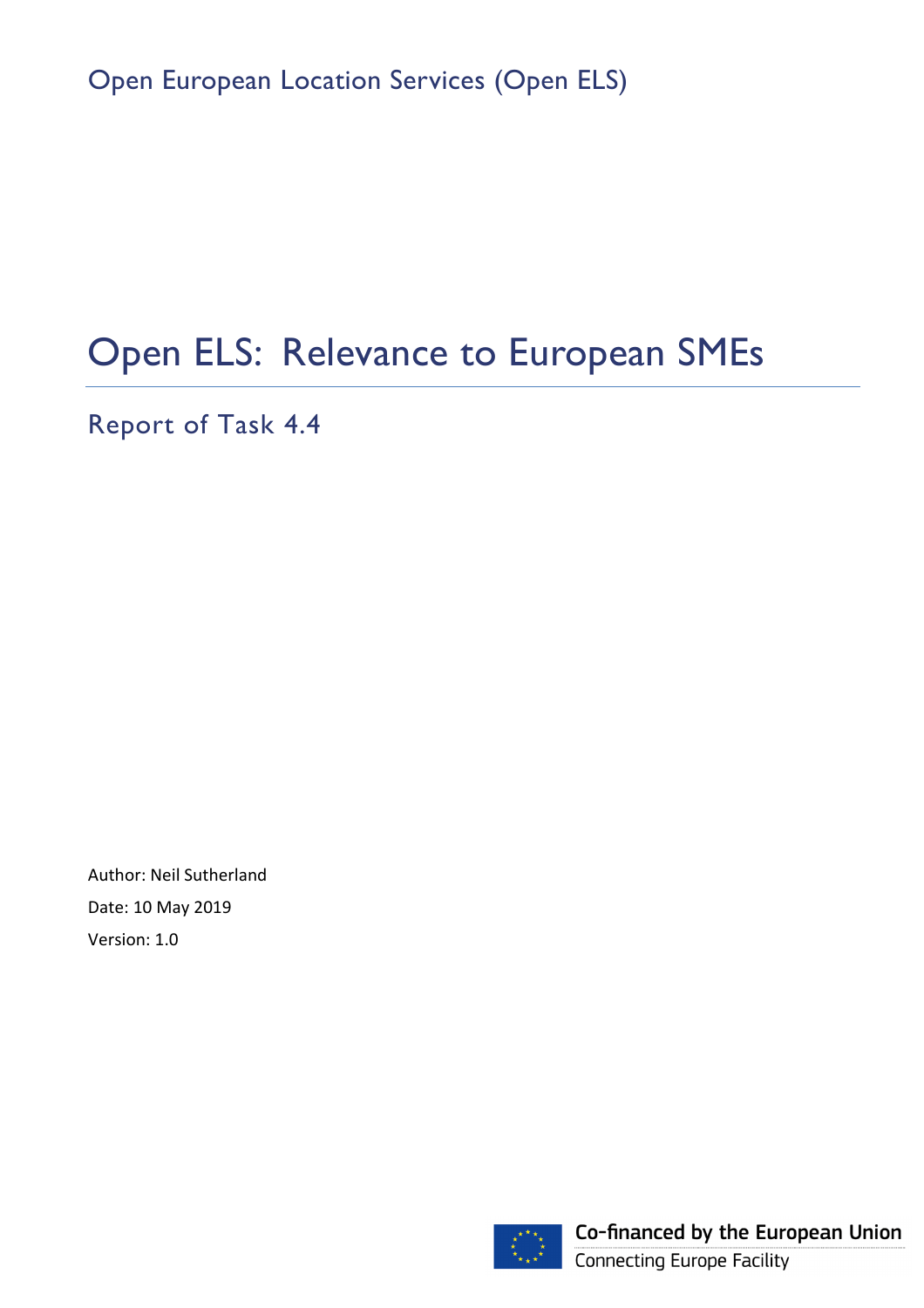Open European Location Services (Open ELS)

# Open ELS: Relevance to European SMEs

## Report of Task 4.4

Author: Neil Sutherland

Date: 10 May 2019

Version: 1.0

**Co-financed by the European Union**

Connecting Europe Facility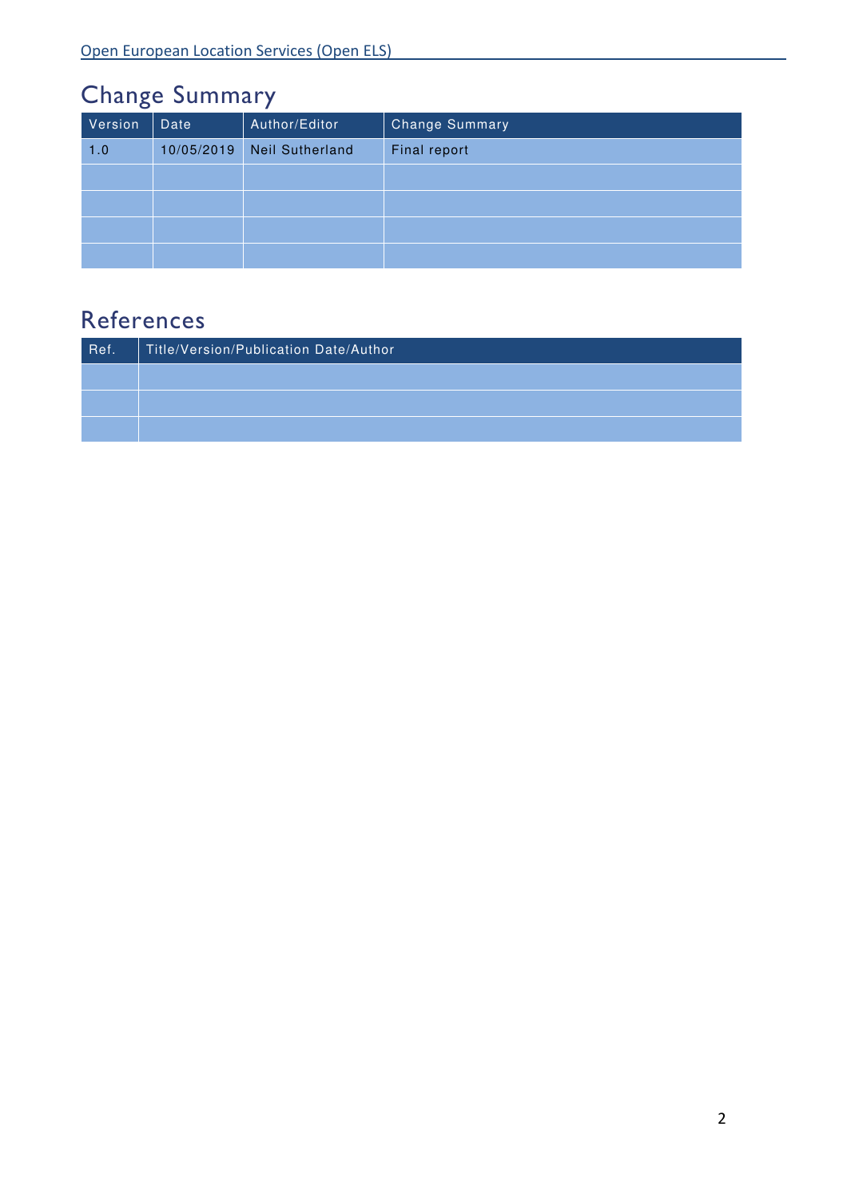## Change Summary

| Version | Date | Author/Editor | Change Summary |
|---|---|---|---|
| 1.0 | 10/05/2019 | Neil Sutherland | Final report |
| | | | |
| | | | |
| | | | |
| | | | |

## References

| Ref. | Title/Version/Publication Date/Author |
|---|---|
| | |
| | |
| | |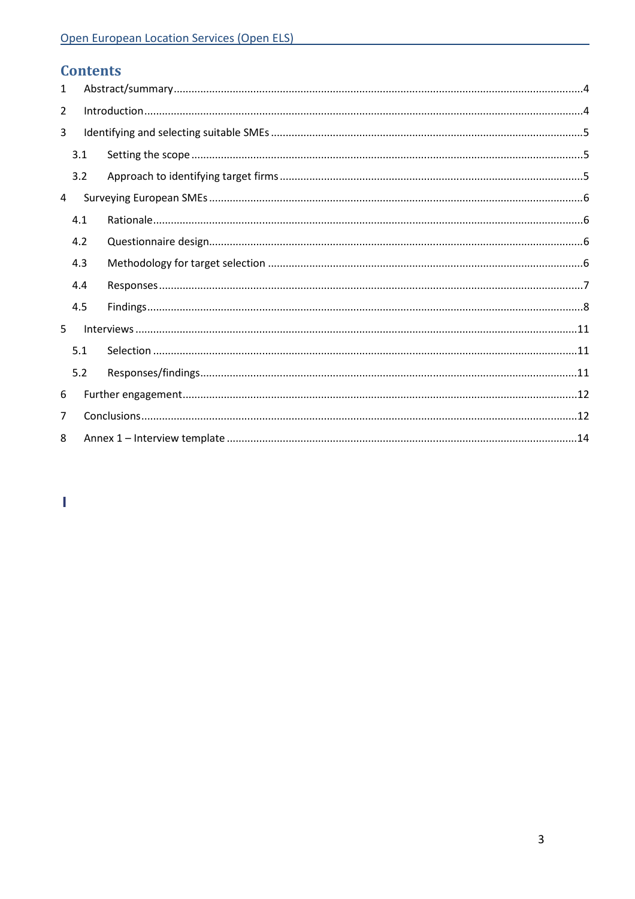## Contents

1 Abstract/summary ..... 4

2 Introduction ..... 4

3 Identifying and selecting suitable SMEs ..... 5

 3.1 Setting the scope ..... 5

 3.2 Approach to identifying target firms ..... 5

4 Surveying European SMEs ..... 6

 4.1 Rationale ..... 6

 4.2 Questionnaire design ..... 6

 4.3 Methodology for target selection ..... 6

 4.4 Responses ..... 7

 4.5 Findings ..... 8

5 Interviews ..... 11

 5.1 Selection ..... 11

 5.2 Responses/findings ..... 11

6 Further engagement ..... 12

7 Conclusions ..... 12

8 Annex 1 – Interview template ..... 14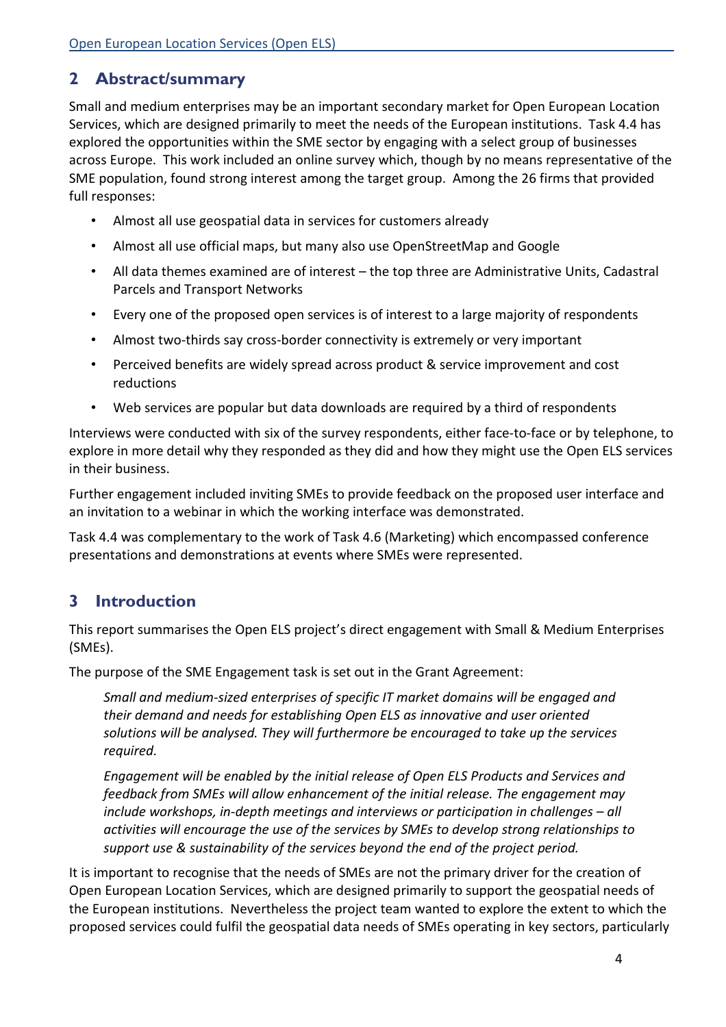## 2 Abstract/summary

Small and medium enterprises may be an important secondary market for Open European Location Services, which are designed primarily to meet the needs of the European institutions. Task 4.4 has explored the opportunities within the SME sector by engaging with a select group of businesses across Europe. This work included an online survey which, though by no means representative of the SME population, found strong interest among the target group. Among the 26 firms that provided full responses:

- Almost all use geospatial data in services for customers already
- Almost all use official maps, but many also use OpenStreetMap and Google
- All data themes examined are of interest – the top three are Administrative Units, Cadastral Parcels and Transport Networks
- Every one of the proposed open services is of interest to a large majority of respondents
- Almost two-thirds say cross-border connectivity is extremely or very important
- Perceived benefits are widely spread across product & service improvement and cost reductions
- Web services are popular but data downloads are required by a third of respondents

Interviews were conducted with six of the survey respondents, either face-to-face or by telephone, to explore in more detail why they responded as they did and how they might use the Open ELS services in their business.

Further engagement included inviting SMEs to provide feedback on the proposed user interface and an invitation to a webinar in which the working interface was demonstrated.

Task 4.4 was complementary to the work of Task 4.6 (Marketing) which encompassed conference presentations and demonstrations at events where SMEs were represented.

## 3 Introduction

This report summarises the Open ELS project's direct engagement with Small & Medium Enterprises (SMEs).

The purpose of the SME Engagement task is set out in the Grant Agreement:

> *Small and medium-sized enterprises of specific IT market domains will be engaged and their demand and needs for establishing Open ELS as innovative and user oriented solutions will be analysed. They will furthermore be encouraged to take up the services required.*
>
> *Engagement will be enabled by the initial release of Open ELS Products and Services and feedback from SMEs will allow enhancement of the initial release. The engagement may include workshops, in-depth meetings and interviews or participation in challenges – all activities will encourage the use of the services by SMEs to develop strong relationships to support use & sustainability of the services beyond the end of the project period.*

It is important to recognise that the needs of SMEs are not the primary driver for the creation of Open European Location Services, which are designed primarily to support the geospatial needs of the European institutions. Nevertheless the project team wanted to explore the extent to which the proposed services could fulfil the geospatial data needs of SMEs operating in key sectors, particularly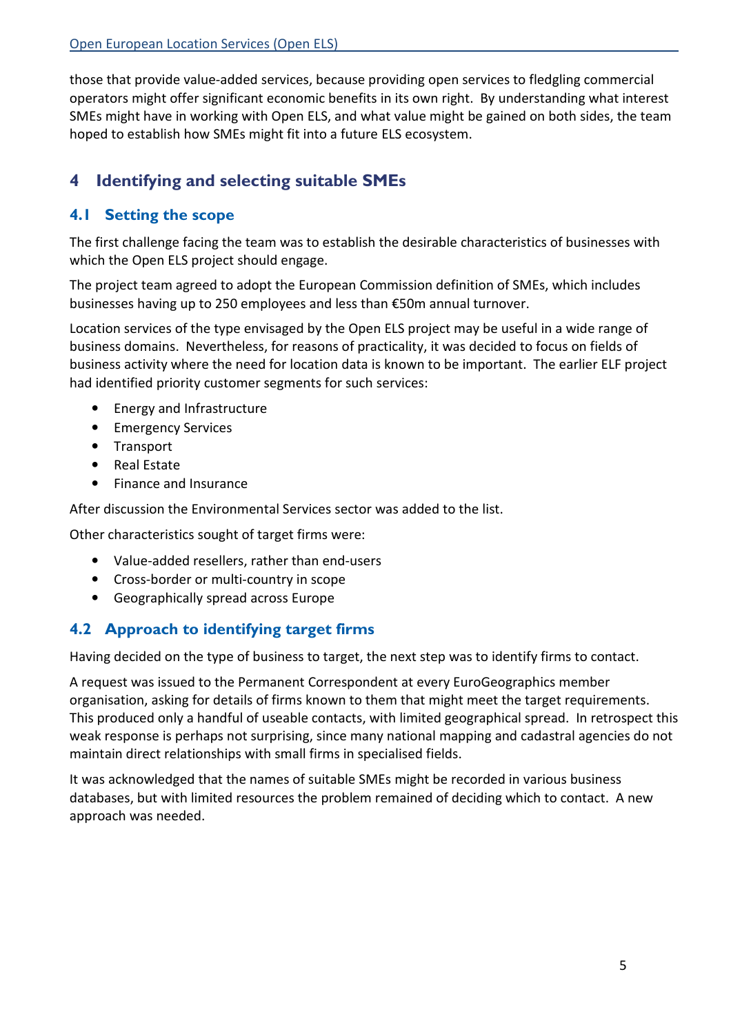those that provide value-added services, because providing open services to fledgling commercial operators might offer significant economic benefits in its own right. By understanding what interest SMEs might have in working with Open ELS, and what value might be gained on both sides, the team hoped to establish how SMEs might fit into a future ELS ecosystem.

# 4 Identifying and selecting suitable SMEs

## 4.1 Setting the scope

The first challenge facing the team was to establish the desirable characteristics of businesses with which the Open ELS project should engage.

The project team agreed to adopt the European Commission definition of SMEs, which includes businesses having up to 250 employees and less than €50m annual turnover.

Location services of the type envisaged by the Open ELS project may be useful in a wide range of business domains. Nevertheless, for reasons of practicality, it was decided to focus on fields of business activity where the need for location data is known to be important. The earlier ELF project had identified priority customer segments for such services:

- Energy and Infrastructure
- Emergency Services
- Transport
- Real Estate
- Finance and Insurance

After discussion the Environmental Services sector was added to the list.

Other characteristics sought of target firms were:

- Value-added resellers, rather than end-users
- Cross-border or multi-country in scope
- Geographically spread across Europe

## 4.2 Approach to identifying target firms

Having decided on the type of business to target, the next step was to identify firms to contact.

A request was issued to the Permanent Correspondent at every EuroGeographics member organisation, asking for details of firms known to them that might meet the target requirements. This produced only a handful of useable contacts, with limited geographical spread. In retrospect this weak response is perhaps not surprising, since many national mapping and cadastral agencies do not maintain direct relationships with small firms in specialised fields.

It was acknowledged that the names of suitable SMEs might be recorded in various business databases, but with limited resources the problem remained of deciding which to contact. A new approach was needed.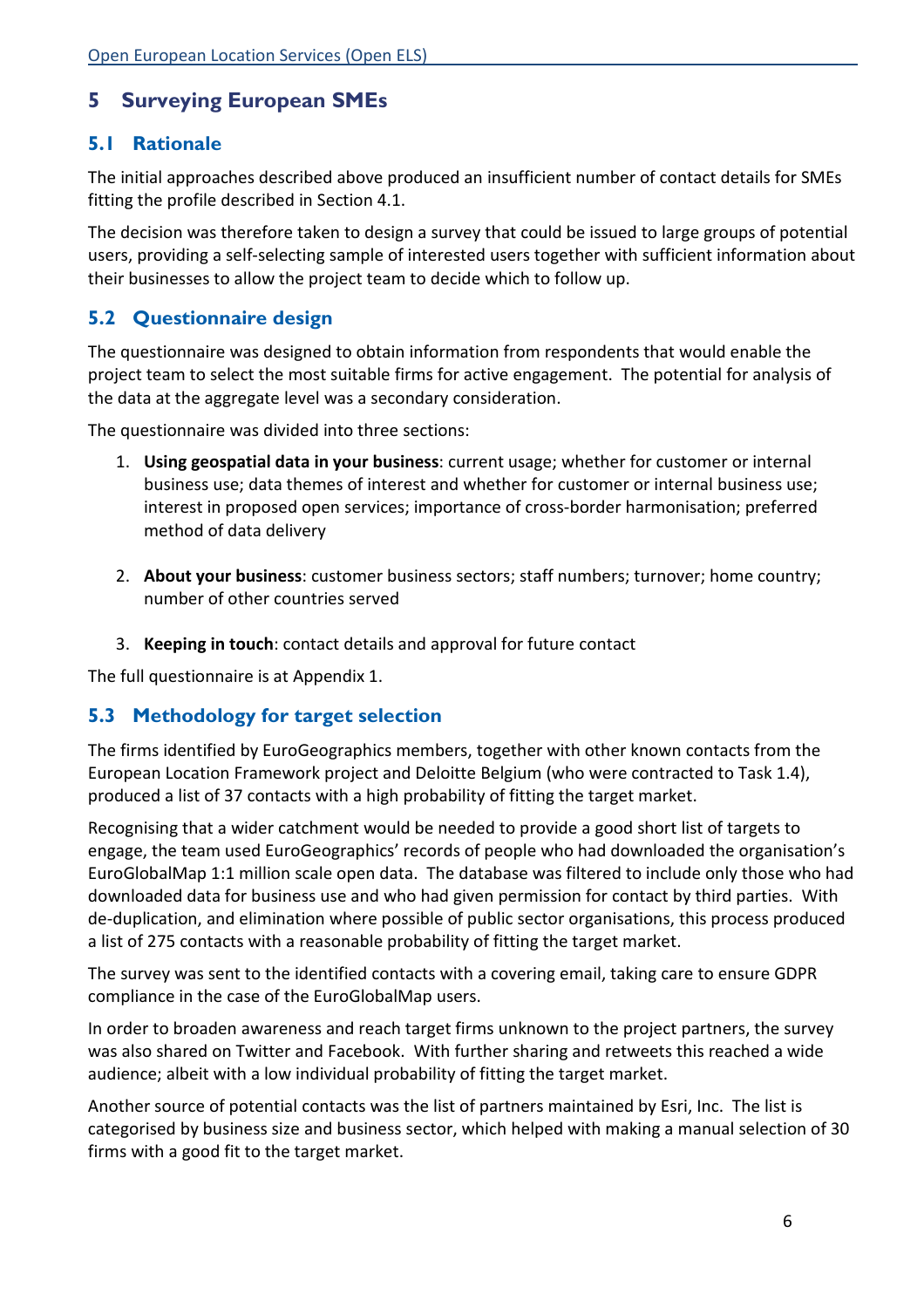# 5 Surveying European SMEs

## 5.1 Rationale

The initial approaches described above produced an insufficient number of contact details for SMEs fitting the profile described in Section 4.1.

The decision was therefore taken to design a survey that could be issued to large groups of potential users, providing a self-selecting sample of interested users together with sufficient information about their businesses to allow the project team to decide which to follow up.

## 5.2 Questionnaire design

The questionnaire was designed to obtain information from respondents that would enable the project team to select the most suitable firms for active engagement. The potential for analysis of the data at the aggregate level was a secondary consideration.

The questionnaire was divided into three sections:

1. **Using geospatial data in your business**: current usage; whether for customer or internal business use; data themes of interest and whether for customer or internal business use; interest in proposed open services; importance of cross-border harmonisation; preferred method of data delivery

2. **About your business**: customer business sectors; staff numbers; turnover; home country; number of other countries served

3. **Keeping in touch**: contact details and approval for future contact

The full questionnaire is at Appendix 1.

## 5.3 Methodology for target selection

The firms identified by EuroGeographics members, together with other known contacts from the European Location Framework project and Deloitte Belgium (who were contracted to Task 1.4), produced a list of 37 contacts with a high probability of fitting the target market.

Recognising that a wider catchment would be needed to provide a good short list of targets to engage, the team used EuroGeographics' records of people who had downloaded the organisation's EuroGlobalMap 1:1 million scale open data. The database was filtered to include only those who had downloaded data for business use and who had given permission for contact by third parties. With de-duplication, and elimination where possible of public sector organisations, this process produced a list of 275 contacts with a reasonable probability of fitting the target market.

The survey was sent to the identified contacts with a covering email, taking care to ensure GDPR compliance in the case of the EuroGlobalMap users.

In order to broaden awareness and reach target firms unknown to the project partners, the survey was also shared on Twitter and Facebook. With further sharing and retweets this reached a wide audience; albeit with a low individual probability of fitting the target market.

Another source of potential contacts was the list of partners maintained by Esri, Inc. The list is categorised by business size and business sector, which helped with making a manual selection of 30 firms with a good fit to the target market.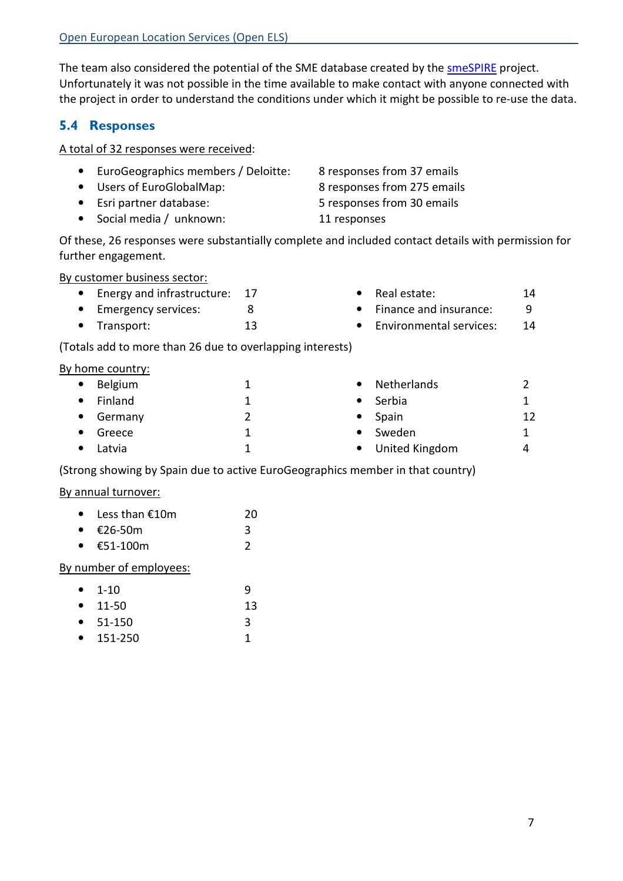The team also considered the potential of the SME database created by the smeSPIRE project. Unfortunately it was not possible in the time available to make contact with anyone connected with the project in order to understand the conditions under which it might be possible to re-use the data.

## 5.4 Responses

A total of 32 responses were received:

- EuroGeographics members / Deloitte: 8 responses from 37 emails
- Users of EuroGlobalMap: 8 responses from 275 emails
- Esri partner database: 5 responses from 30 emails
- Social media / unknown: 11 responses

Of these, 26 responses were substantially complete and included contact details with permission for further engagement.

By customer business sector:

- Energy and infrastructure: 17
- Emergency services: 8
- Transport: 13
- Real estate: 14
- Finance and insurance: 9
- Environmental services: 14

(Totals add to more than 26 due to overlapping interests)

By home country:

- Belgium 1
- Finland 1
- Germany 2
- Greece 1
- Latvia 1
- Netherlands 2
- Serbia 1
- Spain 12
- Sweden 1
- United Kingdom 4

(Strong showing by Spain due to active EuroGeographics member in that country)

By annual turnover:

- Less than €10m 20
- €26-50m 3
- €51-100m 2

By number of employees:

- 1-10 9
- 11-50 13
- 51-150 3
- 151-250 1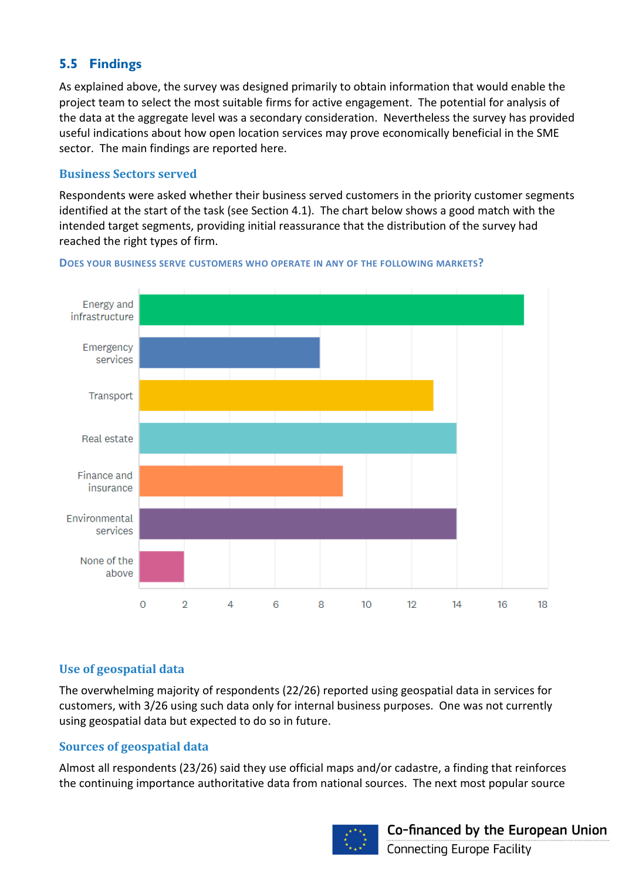## 5.5 Findings

As explained above, the survey was designed primarily to obtain information that would enable the project team to select the most suitable firms for active engagement. The potential for analysis of the data at the aggregate level was a secondary consideration. Nevertheless the survey has provided useful indications about how open location services may prove economically beneficial in the SME sector. The main findings are reported here.

### Business Sectors served

Respondents were asked whether their business served customers in the priority customer segments identified at the start of the task (see Section 4.1). The chart below shows a good match with the intended target segments, providing initial reassurance that the distribution of the survey had reached the right types of firm.

**DOES YOUR BUSINESS SERVE CUSTOMERS WHO OPERATE IN ANY OF THE FOLLOWING MARKETS?**

| Market | Responses |
|---|---|
| Energy and infrastructure | 17 |
| Emergency services | 8 |
| Transport | 13 |
| Real estate | 14 |
| Finance and insurance | 9 |
| Environmental services | 14 |
| None of the above | 2 |

### Use of geospatial data

The overwhelming majority of respondents (22/26) reported using geospatial data in services for customers, with 3/26 using such data only for internal business purposes. One was not currently using geospatial data but expected to do so in future.

### Sources of geospatial data

Almost all respondents (23/26) said they use official maps and/or cadastre, a finding that reinforces the continuing importance authoritative data from national sources. The next most popular source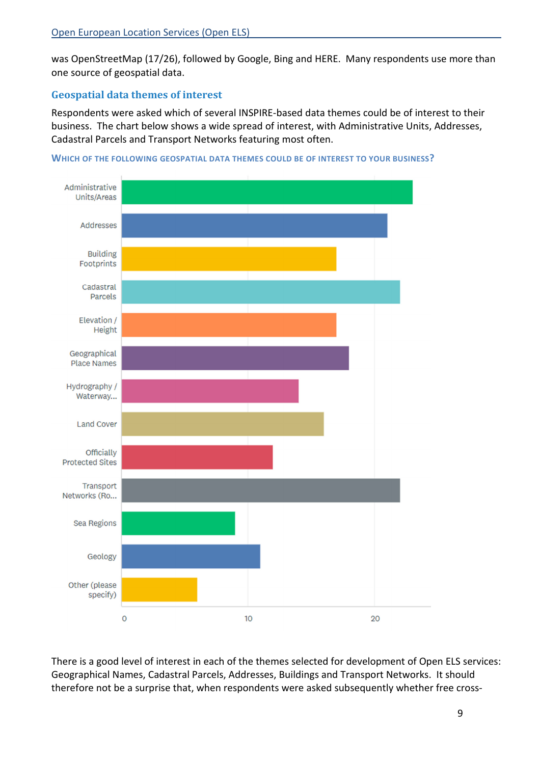was OpenStreetMap (17/26), followed by Google, Bing and HERE. Many respondents use more than one source of geospatial data.

### Geospatial data themes of interest

Respondents were asked which of several INSPIRE-based data themes could be of interest to their business. The chart below shows a wide spread of interest, with Administrative Units, Addresses, Cadastral Parcels and Transport Networks featuring most often.

#### WHICH OF THE FOLLOWING GEOSPATIAL DATA THEMES COULD BE OF INTEREST TO YOUR BUSINESS?

Administrative Units/Areas
Addresses
Building Footprints
Cadastral Parcels
Elevation / Height
Geographical Place Names
Hydrography / Waterway...
Land Cover
Officially Protected Sites
Transport Networks (Ro...
Sea Regions
Geology
Other (please specify)

0 10 20

There is a good level of interest in each of the themes selected for development of Open ELS services: Geographical Names, Cadastral Parcels, Addresses, Buildings and Transport Networks. It should therefore not be a surprise that, when respondents were asked subsequently whether free cross-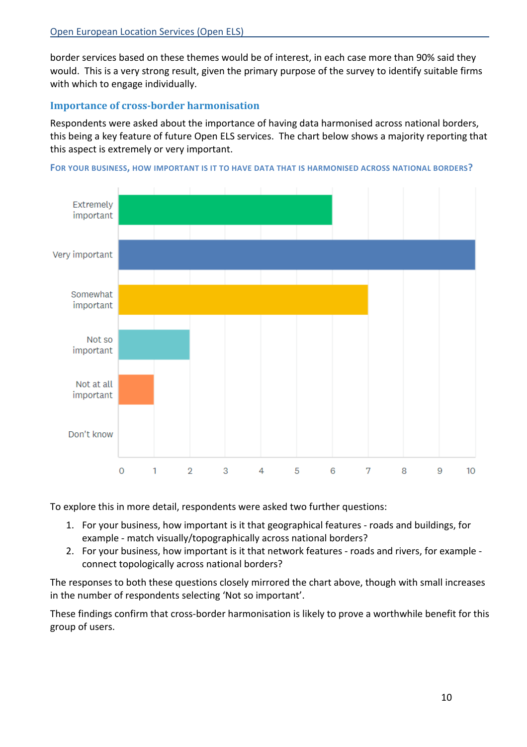border services based on these themes would be of interest, in each case more than 90% said they would. This is a very strong result, given the primary purpose of the survey to identify suitable firms with which to engage individually.

### Importance of cross-border harmonisation

Respondents were asked about the importance of having data harmonised across national borders, this being a key feature of future Open ELS services. The chart below shows a majority reporting that this aspect is extremely or very important.

**FOR YOUR BUSINESS, HOW IMPORTANT IS IT TO HAVE DATA THAT IS HARMONISED ACROSS NATIONAL BORDERS?**

To explore this in more detail, respondents were asked two further questions:

1. For your business, how important is it that geographical features - roads and buildings, for example - match visually/topographically across national borders?
2. For your business, how important is it that network features - roads and rivers, for example - connect topologically across national borders?

The responses to both these questions closely mirrored the chart above, though with small increases in the number of respondents selecting 'Not so important'.

These findings confirm that cross-border harmonisation is likely to prove a worthwhile benefit for this group of users.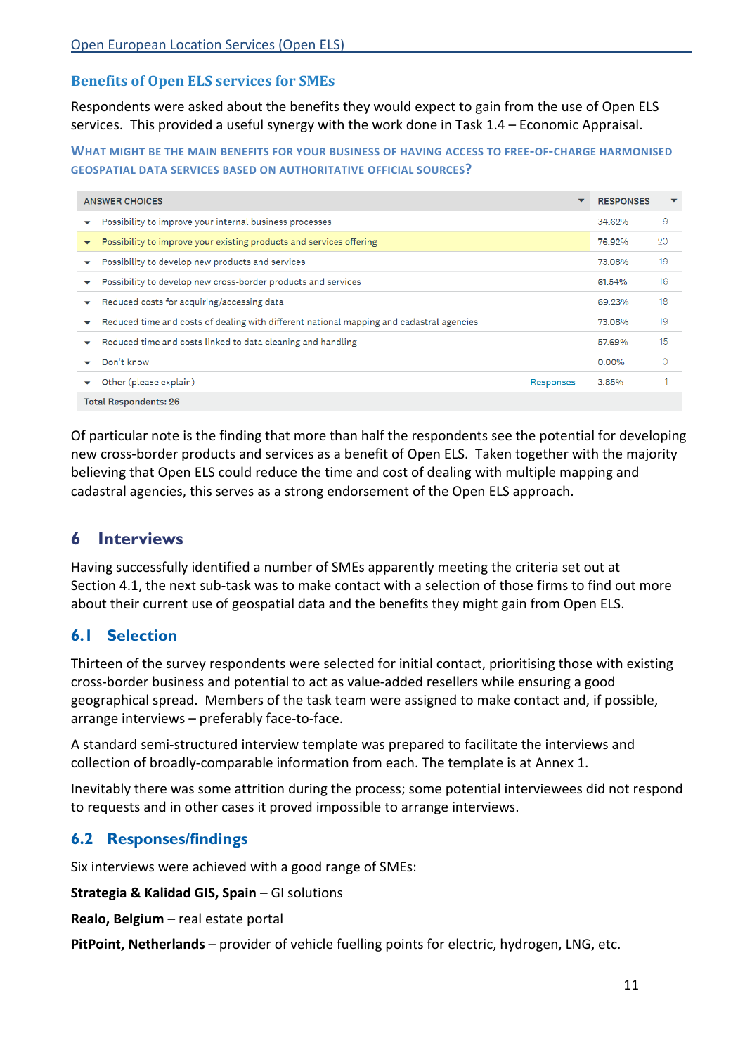### Benefits of Open ELS services for SMEs

Respondents were asked about the benefits they would expect to gain from the use of Open ELS services. This provided a useful synergy with the work done in Task 1.4 – Economic Appraisal.

#### WHAT MIGHT BE THE MAIN BENEFITS FOR YOUR BUSINESS OF HAVING ACCESS TO FREE-OF-CHARGE HARMONISED GEOSPATIAL DATA SERVICES BASED ON AUTHORITATIVE OFFICIAL SOURCES?

| ANSWER CHOICES | | RESPONSES | |
|---|---|---|---|
| Possibility to improve your internal business processes | | 34.62% | 9 |
| Possibility to improve your existing products and services offering | | 76.92% | 20 |
| Possibility to develop new products and services | | 73.08% | 19 |
| Possibility to develop new cross-border products and services | | 61.54% | 16 |
| Reduced costs for acquiring/accessing data | | 69.23% | 18 |
| Reduced time and costs of dealing with different national mapping and cadastral agencies | | 73.08% | 19 |
| Reduced time and costs linked to data cleaning and handling | | 57.69% | 15 |
| Don't know | | 0.00% | 0 |
| Other (please explain) | Responses | 3.85% | 1 |
| Total Respondents: 26 | | | |

Of particular note is the finding that more than half the respondents see the potential for developing new cross-border products and services as a benefit of Open ELS. Taken together with the majority believing that Open ELS could reduce the time and cost of dealing with multiple mapping and cadastral agencies, this serves as a strong endorsement of the Open ELS approach.

## 6 Interviews

Having successfully identified a number of SMEs apparently meeting the criteria set out at Section 4.1, the next sub-task was to make contact with a selection of those firms to find out more about their current use of geospatial data and the benefits they might gain from Open ELS.

### 6.1 Selection

Thirteen of the survey respondents were selected for initial contact, prioritising those with existing cross-border business and potential to act as value-added resellers while ensuring a good geographical spread. Members of the task team were assigned to make contact and, if possible, arrange interviews – preferably face-to-face.

A standard semi-structured interview template was prepared to facilitate the interviews and collection of broadly-comparable information from each. The template is at Annex 1.

Inevitably there was some attrition during the process; some potential interviewees did not respond to requests and in other cases it proved impossible to arrange interviews.

### 6.2 Responses/findings

Six interviews were achieved with a good range of SMEs:

**Strategia & Kalidad GIS, Spain** – GI solutions

**Realo, Belgium** – real estate portal

**PitPoint, Netherlands** – provider of vehicle fuelling points for electric, hydrogen, LNG, etc.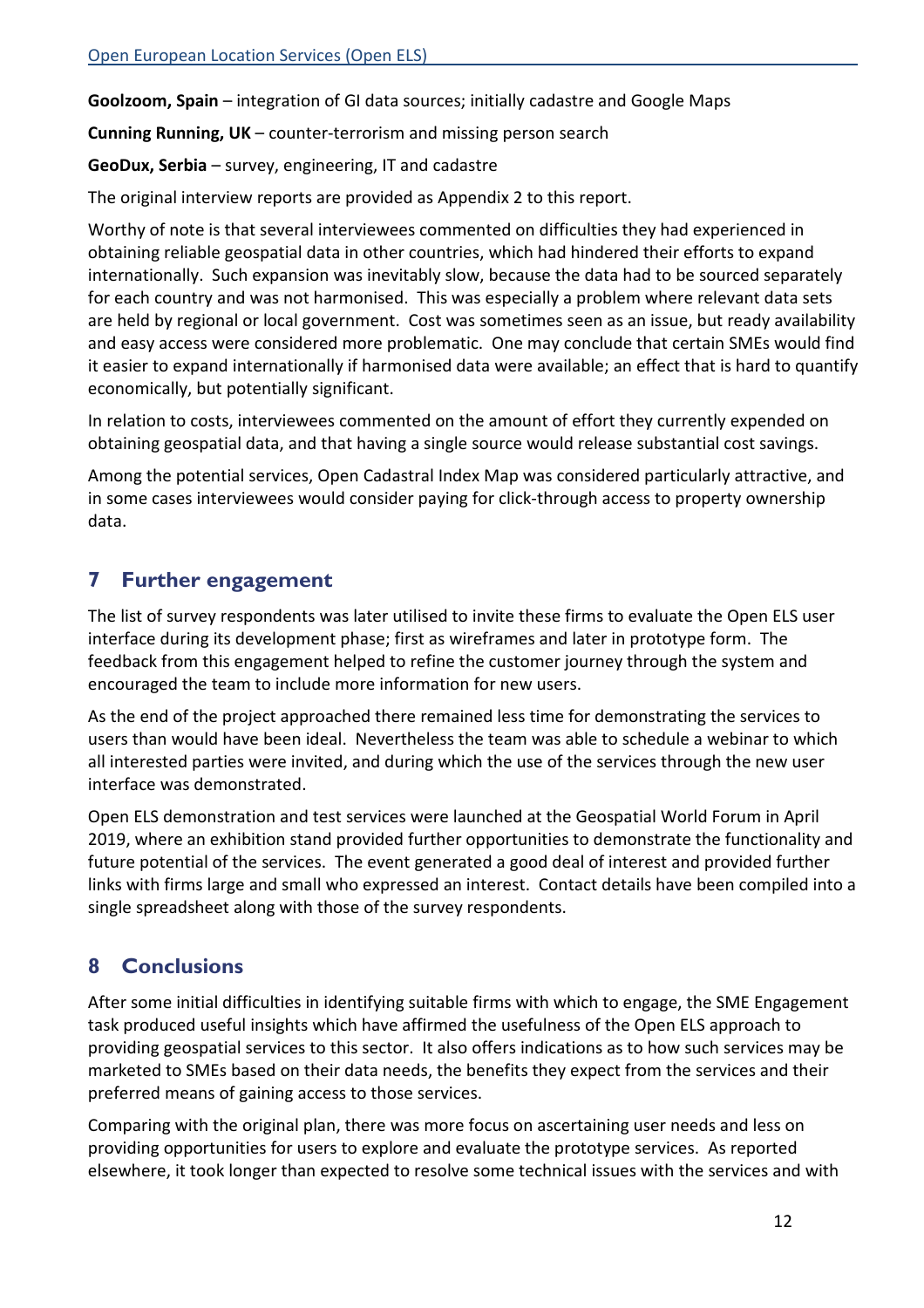**Goolzoom, Spain** – integration of GI data sources; initially cadastre and Google Maps

**Cunning Running, UK** – counter-terrorism and missing person search

**GeoDux, Serbia** – survey, engineering, IT and cadastre

The original interview reports are provided as Appendix 2 to this report.

Worthy of note is that several interviewees commented on difficulties they had experienced in obtaining reliable geospatial data in other countries, which had hindered their efforts to expand internationally. Such expansion was inevitably slow, because the data had to be sourced separately for each country and was not harmonised. This was especially a problem where relevant data sets are held by regional or local government. Cost was sometimes seen as an issue, but ready availability and easy access were considered more problematic. One may conclude that certain SMEs would find it easier to expand internationally if harmonised data were available; an effect that is hard to quantify economically, but potentially significant.

In relation to costs, interviewees commented on the amount of effort they currently expended on obtaining geospatial data, and that having a single source would release substantial cost savings.

Among the potential services, Open Cadastral Index Map was considered particularly attractive, and in some cases interviewees would consider paying for click-through access to property ownership data.

## 7 Further engagement

The list of survey respondents was later utilised to invite these firms to evaluate the Open ELS user interface during its development phase; first as wireframes and later in prototype form. The feedback from this engagement helped to refine the customer journey through the system and encouraged the team to include more information for new users.

As the end of the project approached there remained less time for demonstrating the services to users than would have been ideal. Nevertheless the team was able to schedule a webinar to which all interested parties were invited, and during which the use of the services through the new user interface was demonstrated.

Open ELS demonstration and test services were launched at the Geospatial World Forum in April 2019, where an exhibition stand provided further opportunities to demonstrate the functionality and future potential of the services. The event generated a good deal of interest and provided further links with firms large and small who expressed an interest. Contact details have been compiled into a single spreadsheet along with those of the survey respondents.

## 8 Conclusions

After some initial difficulties in identifying suitable firms with which to engage, the SME Engagement task produced useful insights which have affirmed the usefulness of the Open ELS approach to providing geospatial services to this sector. It also offers indications as to how such services may be marketed to SMEs based on their data needs, the benefits they expect from the services and their preferred means of gaining access to those services.

Comparing with the original plan, there was more focus on ascertaining user needs and less on providing opportunities for users to explore and evaluate the prototype services. As reported elsewhere, it took longer than expected to resolve some technical issues with the services and with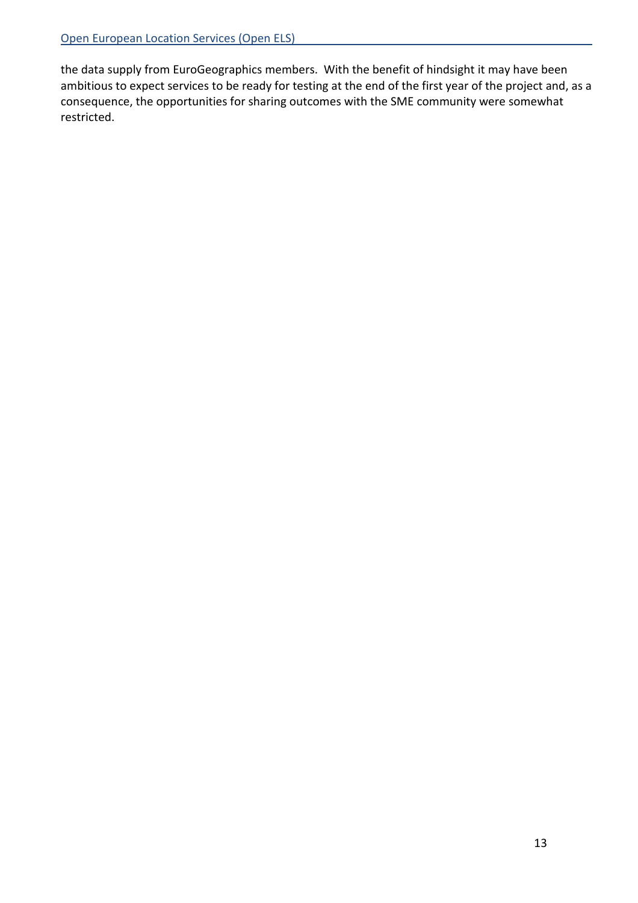the data supply from EuroGeographics members.  With the benefit of hindsight it may have been ambitious to expect services to be ready for testing at the end of the first year of the project and, as a consequence, the opportunities for sharing outcomes with the SME community were somewhat restricted.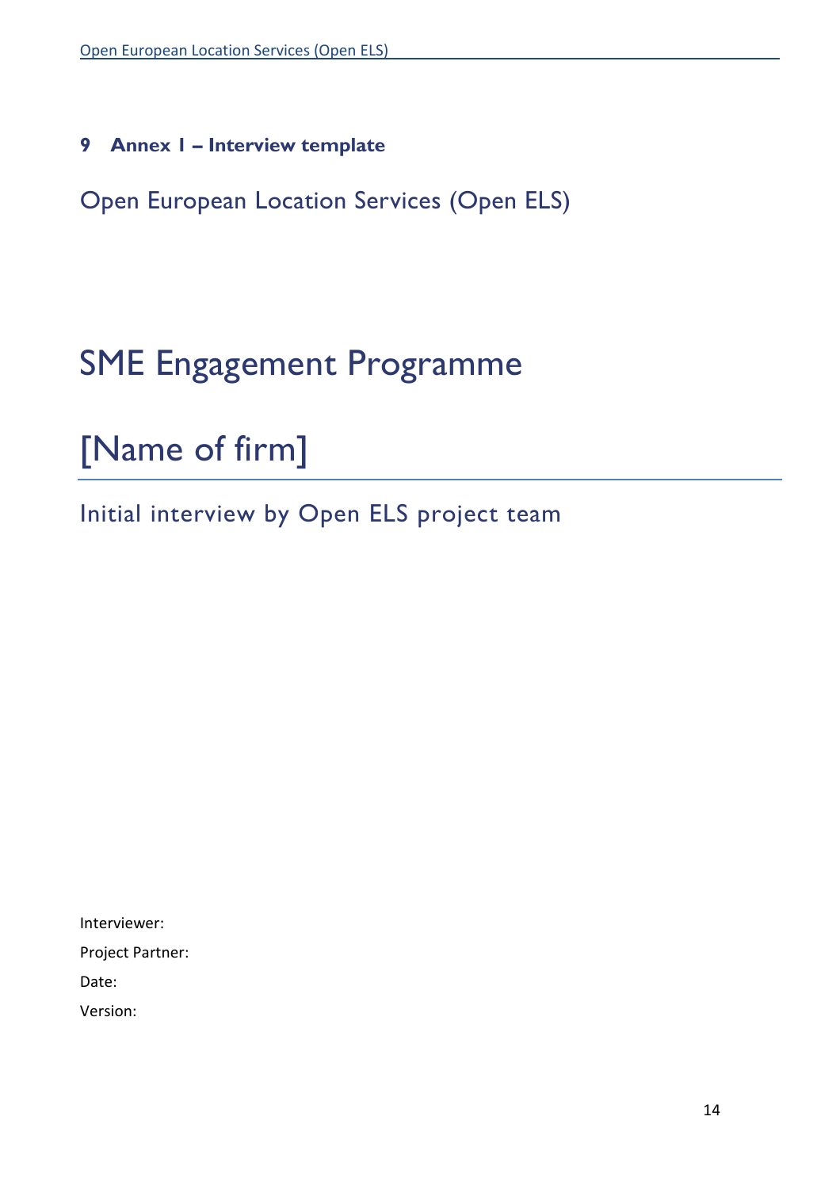# 9 Annex I – Interview template

Open European Location Services (Open ELS)

SME Engagement Programme

[Name of firm]

Initial interview by Open ELS project team

Interviewer:

Project Partner:

Date:

Version: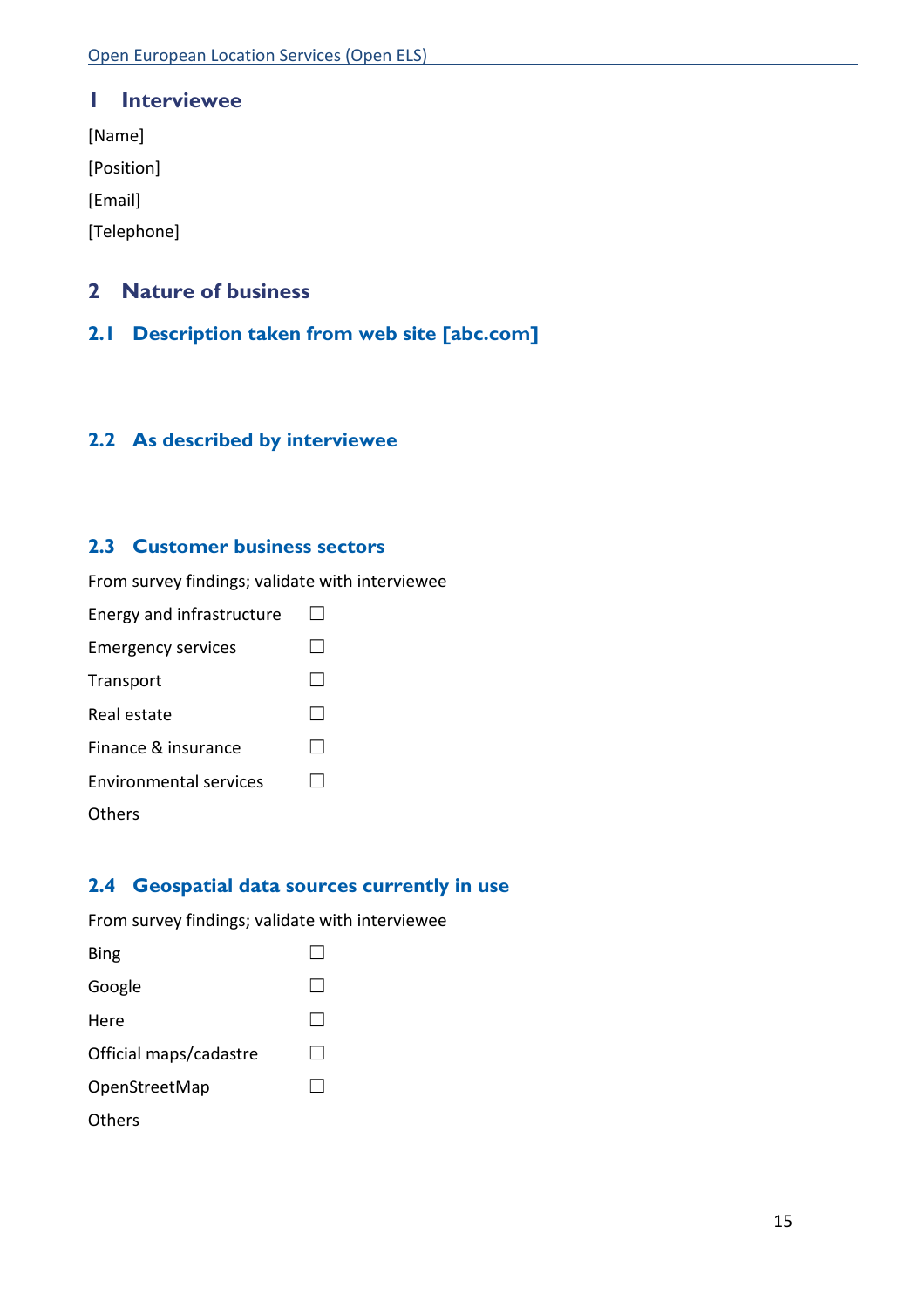# 1 Interviewee

[Name]

[Position]

[Email]

[Telephone]

# 2 Nature of business

## 2.1 Description taken from web site [abc.com]

## 2.2 As described by interviewee

## 2.3 Customer business sectors

From survey findings; validate with interviewee

Energy and infrastructure ☐

Emergency services ☐

Transport ☐

Real estate ☐

Finance & insurance ☐

Environmental services ☐

Others

## 2.4 Geospatial data sources currently in use

From survey findings; validate with interviewee

Bing ☐

Google ☐

Here ☐

Official maps/cadastre ☐

OpenStreetMap ☐

Others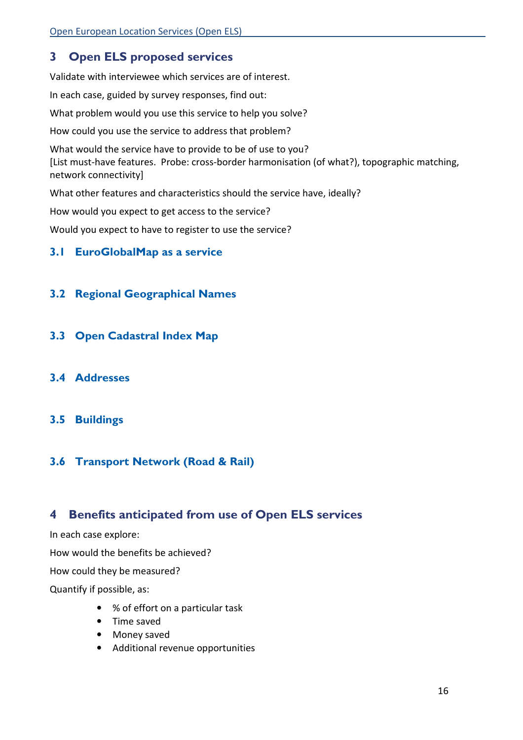## 3 Open ELS proposed services

Validate with interviewee which services are of interest.

In each case, guided by survey responses, find out:

What problem would you use this service to help you solve?

How could you use the service to address that problem?

What would the service have to provide to be of use to you?
[List must-have features. Probe: cross-border harmonisation (of what?), topographic matching, network connectivity]

What other features and characteristics should the service have, ideally?

How would you expect to get access to the service?

Would you expect to have to register to use the service?

### 3.1 EuroGlobalMap as a service

### 3.2 Regional Geographical Names

### 3.3 Open Cadastral Index Map

### 3.4 Addresses

### 3.5 Buildings

### 3.6 Transport Network (Road & Rail)

## 4 Benefits anticipated from use of Open ELS services

In each case explore:

How would the benefits be achieved?

How could they be measured?

Quantify if possible, as:

- % of effort on a particular task
- Time saved
- Money saved
- Additional revenue opportunities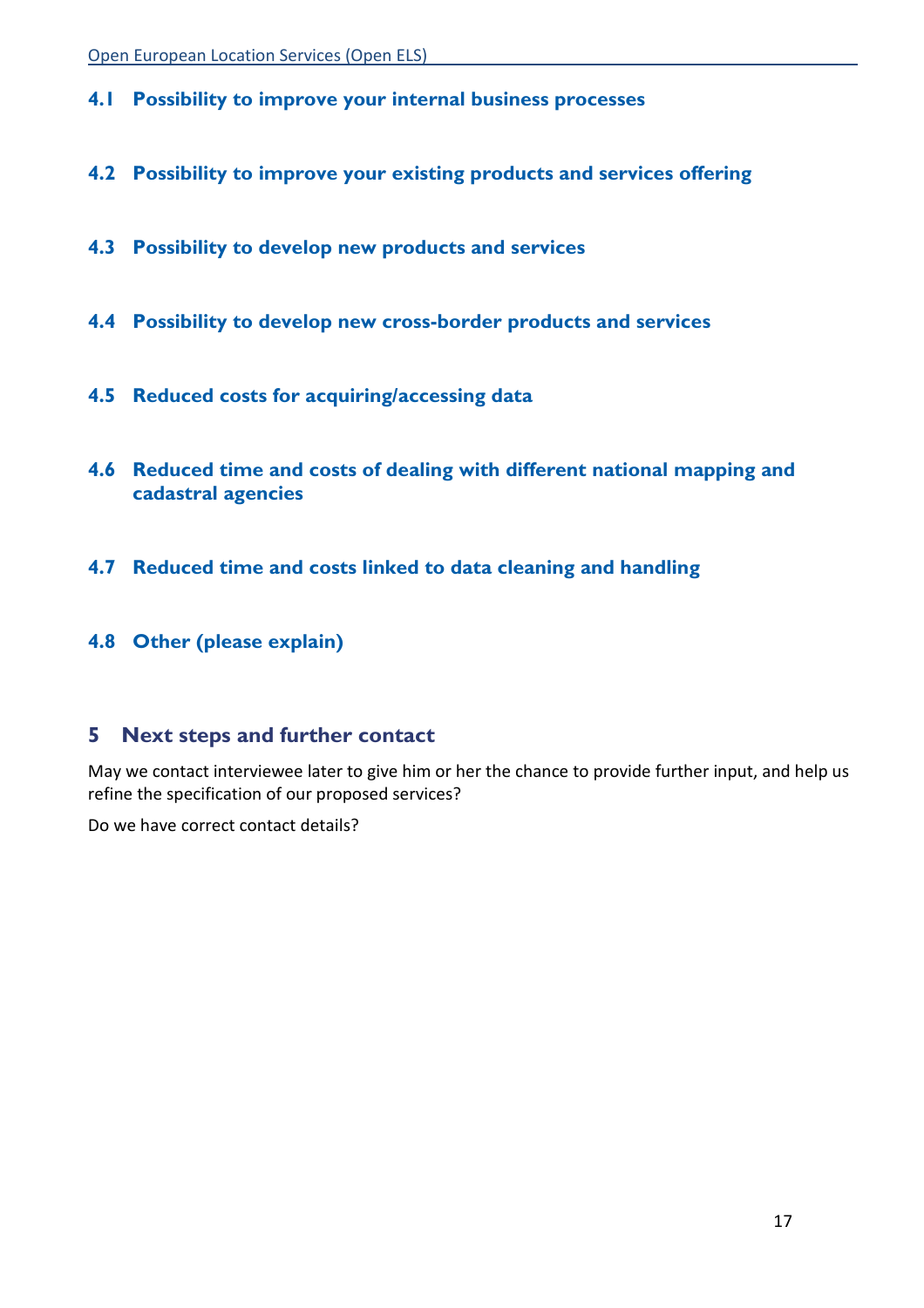### 4.1 Possibility to improve your internal business processes

### 4.2 Possibility to improve your existing products and services offering

### 4.3 Possibility to develop new products and services

### 4.4 Possibility to develop new cross-border products and services

### 4.5 Reduced costs for acquiring/accessing data

### 4.6 Reduced time and costs of dealing with different national mapping and cadastral agencies

### 4.7 Reduced time and costs linked to data cleaning and handling

### 4.8 Other (please explain)

## 5 Next steps and further contact

May we contact interviewee later to give him or her the chance to provide further input, and help us refine the specification of our proposed services?

Do we have correct contact details?